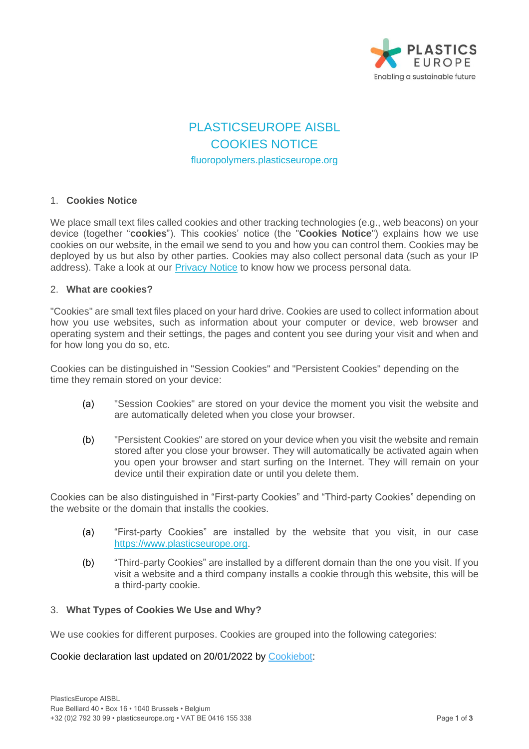# PLASTICSEUROPE AISBL
# COOKIES NOTICE

fluoropolymers.plasticseurope.org

## 1. Cookies Notice

We place small text files called cookies and other tracking technologies (e.g., web beacons) on your device (together "**cookies**"). This cookies' notice (the "**Cookies Notice**") explains how we use cookies on our website, in the email we send to you and how you can control them. Cookies may be deployed by us but also by other parties. Cookies may also collect personal data (such as your IP address). Take a look at our [Privacy Notice] to know how we process personal data.

## 2. What are cookies?

"Cookies" are small text files placed on your hard drive. Cookies are used to collect information about how you use websites, such as information about your computer or device, web browser and operating system and their settings, the pages and content you see during your visit and when and for how long you do so, etc.

Cookies can be distinguished in "Session Cookies" and "Persistent Cookies" depending on the time they remain stored on your device:

(a) "Session Cookies" are stored on your device the moment you visit the website and are automatically deleted when you close your browser.

(b) "Persistent Cookies" are stored on your device when you visit the website and remain stored after you close your browser. They will automatically be activated again when you open your browser and start surfing on the Internet. They will remain on your device until their expiration date or until you delete them.

Cookies can be also distinguished in "First-party Cookies" and "Third-party Cookies" depending on the website or the domain that installs the cookies.

(a) "First-party Cookies" are installed by the website that you visit, in our case https://www.plasticseurope.org.

(b) "Third-party Cookies" are installed by a different domain than the one you visit. If you visit a website and a third company installs a cookie through this website, this will be a third-party cookie.

## 3. What Types of Cookies We Use and Why?

We use cookies for different purposes. Cookies are grouped into the following categories:

Cookie declaration last updated on 20/01/2022 by Cookiebot: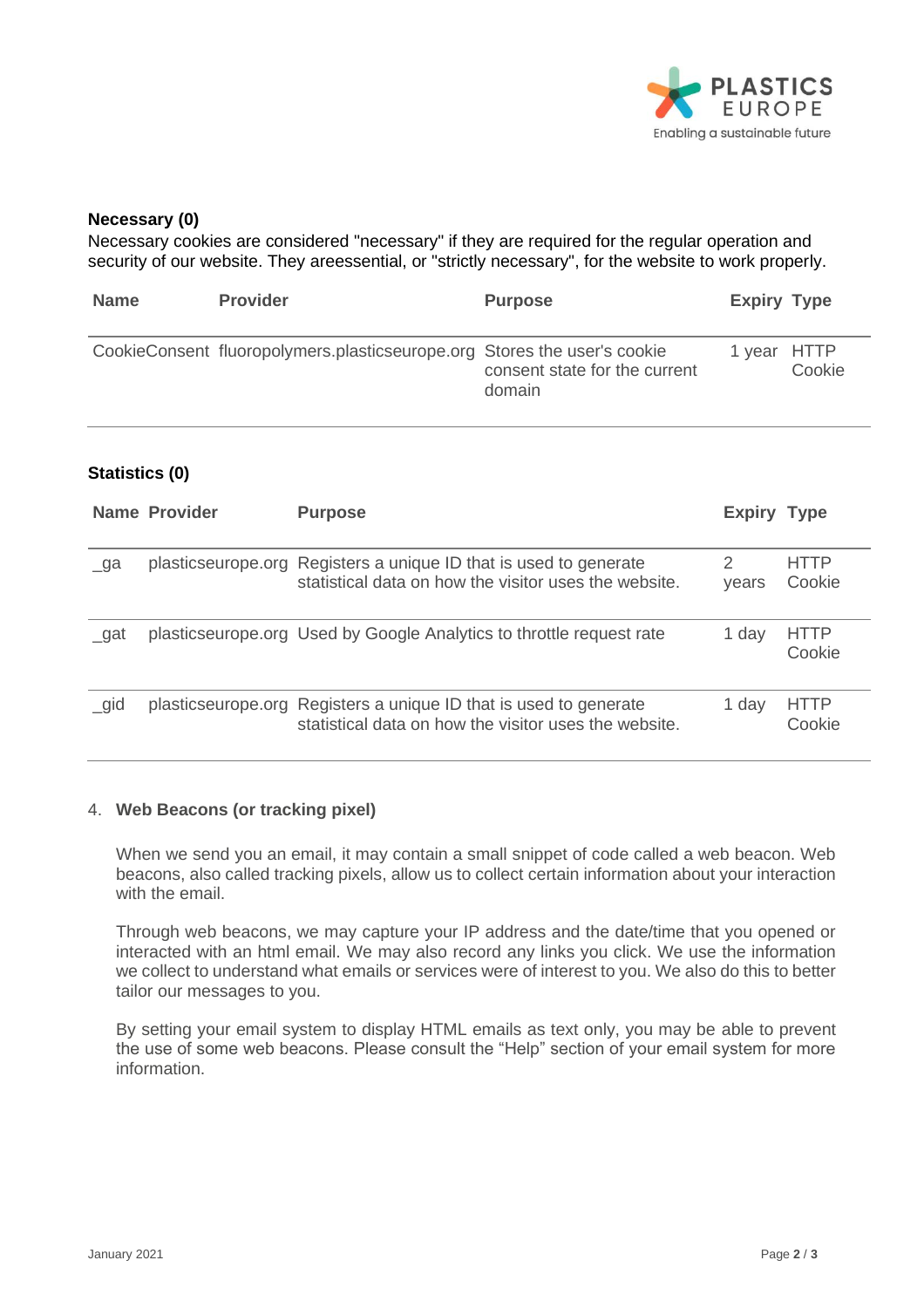**Necessary (0)**

Necessary cookies are considered "necessary" if they are required for the regular operation and security of our website. They areessential, or "strictly necessary", for the website to work properly.

| Name | Provider | Purpose | Expiry | Type |
|---|---|---|---|---|
| CookieConsent | fluoropolymers.plasticseurope.org | Stores the user's cookie consent state for the current domain | 1 year | HTTP Cookie |

**Statistics (0)**

| Name | Provider | Purpose | Expiry | Type |
|---|---|---|---|---|
| _ga | plasticseurope.org | Registers a unique ID that is used to generate statistical data on how the visitor uses the website. | 2 years | HTTP Cookie |
| _gat | plasticseurope.org | Used by Google Analytics to throttle request rate | 1 day | HTTP Cookie |
| _gid | plasticseurope.org | Registers a unique ID that is used to generate statistical data on how the visitor uses the website. | 1 day | HTTP Cookie |

4. **Web Beacons (or tracking pixel)**

When we send you an email, it may contain a small snippet of code called a web beacon. Web beacons, also called tracking pixels, allow us to collect certain information about your interaction with the email.

Through web beacons, we may capture your IP address and the date/time that you opened or interacted with an html email. We may also record any links you click. We use the information we collect to understand what emails or services were of interest to you. We also do this to better tailor our messages to you.

By setting your email system to display HTML emails as text only, you may be able to prevent the use of some web beacons. Please consult the "Help" section of your email system for more information.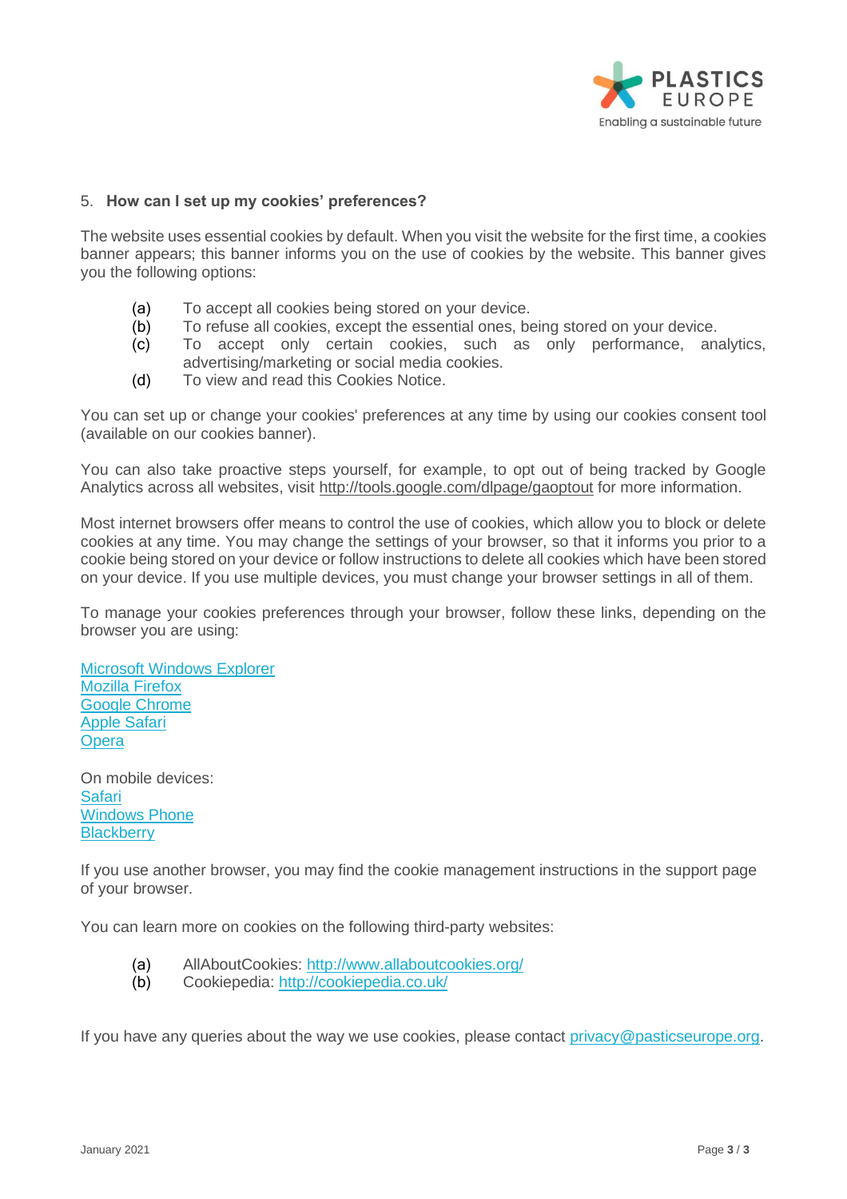## 5. **How can I set up my cookies' preferences?**

The website uses essential cookies by default. When you visit the website for the first time, a cookies banner appears; this banner informs you on the use of cookies by the website. This banner gives you the following options:

(a) To accept all cookies being stored on your device.
(b) To refuse all cookies, except the essential ones, being stored on your device.
(c) To accept only certain cookies, such as only performance, analytics, advertising/marketing or social media cookies.
(d) To view and read this Cookies Notice.

You can set up or change your cookies' preferences at any time by using our cookies consent tool (available on our cookies banner).

You can also take proactive steps yourself, for example, to opt out of being tracked by Google Analytics across all websites, visit http://tools.google.com/dlpage/gaoptout for more information.

Most internet browsers offer means to control the use of cookies, which allow you to block or delete cookies at any time. You may change the settings of your browser, so that it informs you prior to a cookie being stored on your device or follow instructions to delete all cookies which have been stored on your device. If you use multiple devices, you must change your browser settings in all of them.

To manage your cookies preferences through your browser, follow these links, depending on the browser you are using:

Microsoft Windows Explorer
Mozilla Firefox
Google Chrome
Apple Safari
Opera

On mobile devices:
Safari
Windows Phone
Blackberry

If you use another browser, you may find the cookie management instructions in the support page of your browser.

You can learn more on cookies on the following third-party websites:

(a) AllAboutCookies: http://www.allaboutcookies.org/
(b) Cookiepedia: http://cookiepedia.co.uk/

If you have any queries about the way we use cookies, please contact privacy@pasticseurope.org.

January 2021